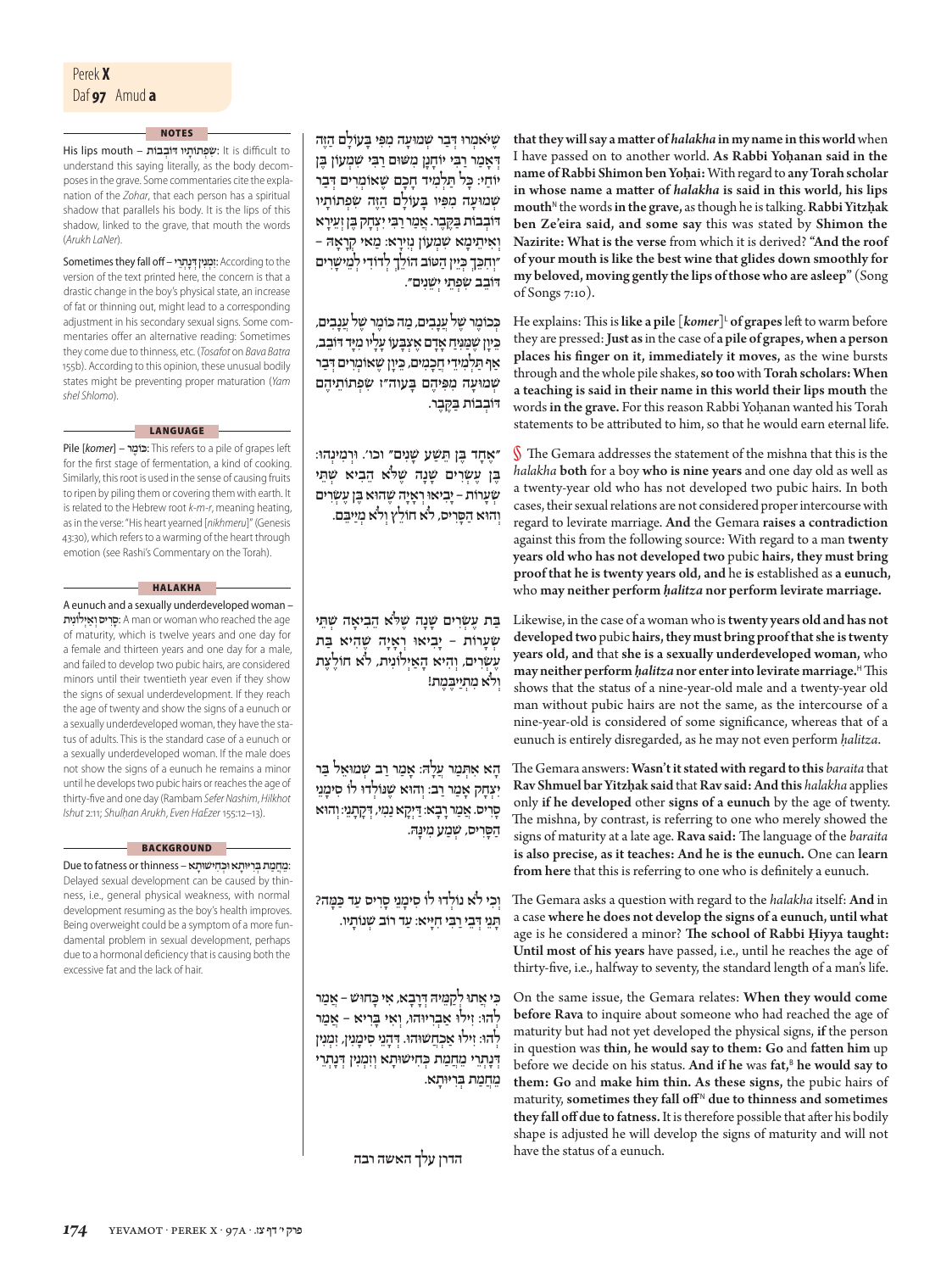## NOTES

His lips mouth – שִׂפְתוֹתָיו דּוֹבְבוֹת: It is difficult to understand this saying literally, as the body decomposes in the grave. Some commentaries cite the explanation of the *Zohar*, that each person has a spiritual shadow that parallels his body. It is the lips of this shadow, linked to the grave, that mouth the words (*Arukh LaNer*).

Sometimes they fall off – זִמְנִין דְּנָתְרֵי: According to the version of the text printed here, the concern is that a drastic change in the boy's physical state, an increase of fat or thinning out, might lead to a corresponding adjustment in his secondary sexual signs. Some commentaries offer an alternative reading: Sometimes they come due to thinness, etc. (*Tosafot* on *Bava Batra* 155b). According to this opinion, these unusual bodily states might be preventing proper maturation (*Yam shel Shlomo*).

## LANGUAGE

Pile [*komer*] – כּוֹמֶר: This refers to a pile of grapes left for the first stage of fermentation, a kind of cooking. Similarly, this root is used in the sense of causing fruits to ripen by piling them or covering them with earth. It is related to the Hebrew root *k-m-r*, meaning heating, as in the verse: "His heart yearned [*nikhmeru*]" (Genesis 43:30), which refers to a warming of the heart through emotion (see Rashi's Commentary on the Torah).

## HALAKHA

A eunuch and a sexually underdeveloped woman – סָרִיס וְאַיְילוֹנִית: A man or woman who reached the age of maturity, which is twelve years and one day for a female and thirteen years and one day for a male, and failed to develop two pubic hairs, are considered minors until their twentieth year even if they show the signs of sexual underdevelopment. If they reach the age of twenty and show the signs of a eunuch or a sexually underdeveloped woman, they have the status of adults. This is the standard case of a eunuch or a sexually underdeveloped woman. If the male does not show the signs of a eunuch he remains a minor until he develops two pubic hairs or reaches the age of thirty-five and one day (Rambam *Sefer Nashim*, *Hilkhot Ishut* 2:11; *Shulḥan Arukh*, *Even HaEzer* 155:12–13).

## BACKGROUND

Due to fatness or thinness – מֵחֲמַת בְּרִיוּתָא וּכְחִישׁוּתָא: Delayed sexual development can be caused by thinness, i.e., general physical weakness, with normal development resuming as the boy's health improves. Being overweight could be a symptom of a more fundamental problem in sexual development, perhaps due to a hormonal deficiency that is causing both the excessive fat and the lack of hair.

---

שֶׁיֹּאמְרוּ דְּבַר שְׁמוּעָה מִפִּי בָּעוֹלָם הַזֶּה דְּאָמַר רַבִּי יוֹחָנָן מִשּׁוּם רַבִּי שִׁמְעוֹן בֶּן יוֹחַי: כׇּל תַּלְמִיד חָכָם שֶׁאוֹמְרִים דְּבַר שְׁמוּעָה מִפִּיו בָּעוֹלָם הַזֶּה שִׂפְתוֹתָיו דּוֹבְבוֹת בַּקֶּבֶר. אָמַר רַבִּי יִצְחָק בֶּן זְעֵירָא וְאִיתֵּימָא שִׁמְעוֹן נְזִירָא: מַאי קְרָאָה – ״וְחִכֵּךְ כְּיֵין הַטּוֹב הוֹלֵךְ לְדוֹדִי לְמֵישָׁרִים דּוֹבֵב שִׂפְתֵי יְשֵׁנִים״.

that they will say a matter of *halakha* in my name in this world when I have passed on to another world. As Rabbi Yoḥanan said in the name of Rabbi Shimon ben Yoḥai: With regard to any Torah scholar in whose name a matter of *halakha* is said in this world, his lips mouth[N] the words in the grave, as though he is talking. Rabbi Yitzḥak ben Ze'eira said, and some say this was stated by Shimon the Nazirite: What is the verse from which it is derived? "And the roof of your mouth is like the best wine that glides down smoothly for my beloved, moving gently the lips of those who are asleep" (Song of Songs 7:10).

כְּכוֹמֶר שֶׁל עֲנָבִים, מָה כּוֹמֶר שֶׁל עֲנָבִים, כֵּיוָן שֶׁמַּנִּיחַ אָדָם אֶצְבָּעוֹ עָלָיו מִיָּד דּוֹבֵב, אַף תַּלְמִידֵי חֲכָמִים, כֵּיוָן שֶׁאוֹמְרִים דְּבַר שְׁמוּעָה מִפִּיהֶם בָּעוֹלָם הַזֶּה שִׂפְתוֹתֵיהֶם דּוֹבְבוֹת בַּקֶּבֶר.

He explains: This is like a pile [*komer*][L] of grapes left to warm before they are pressed: Just as in the case of a pile of grapes, when a person places his finger on it, immediately it moves, as the wine bursts through and the whole pile shakes, so too with Torah scholars: When a teaching is said in their name in this world their lips mouth the words in the grave. For this reason Rabbi Yoḥanan wanted his Torah statements to be attributed to him, so that he would earn eternal life.

״אֶחָד בֶּן תֵּשַׁע שָׁנִים״ וכו׳. וּרְמִינְהוּ: בֶּן עֶשְׂרִים שָׁנָה שֶׁלֹּא הֵבִיא שְׁתֵּי שְׂעָרוֹת – יָבִיאוּ רְאָיָה שֶׁהוּא בֶּן עֶשְׂרִים וְהוּא הַסָּרִיס, לֹא חוֹלֵץ וְלֹא מְיַיבֵּם.

§ The Gemara addresses the statement of the mishna that this is the *halakha* both for a boy who is nine years and one day old as well as a twenty-year old who has not developed two pubic hairs. In both cases, their sexual relations are not considered proper intercourse with regard to levirate marriage. And the Gemara raises a contradiction against this from the following source: With regard to a man twenty years old who has not developed two pubic hairs, they must bring proof that he is twenty years old, and he is established as a eunuch, who may neither perform *ḥalitza* nor perform levirate marriage.

בַּת עֶשְׂרִים שָׁנָה שֶׁלֹּא הֵבִיאָה שְׁתֵּי שְׂעָרוֹת – יָבִיאוּ רְאָיָה שֶׁהִיא בַּת עֶשְׂרִים, וְהִיא הָאַיְילוֹנִית, לֹא חוֹלֶצֶת וְלֹא מִתְיַיבֶּמֶת!

Likewise, in the case of a woman who is twenty years old and has not developed two pubic hairs, they must bring proof that she is twenty years old, and that she is a sexually underdeveloped woman, who may neither perform *ḥalitza* nor enter into levirate marriage.[H] This shows that the status of a nine-year-old male and a twenty-year old man without pubic hairs are not the same, as the intercourse of a nine-year-old is considered of some significance, whereas that of a eunuch is entirely disregarded, as he may not even perform *ḥalitza*.

הָא אִתְּמַר עֲלַהּ: אָמַר רַב שְׁמוּאֵל בַּר יִצְחָק אָמַר רַב: וְהוּא שֶׁנּוֹלְדוּ לוֹ סִימָנֵי סָרִיס. אָמַר רָבָא: דַּיְקָא נָמֵי, דְּקָתָנֵי: וְהוּא הַסָּרִיס, שְׁמַע מִינַּהּ.

The Gemara answers: Wasn't it stated with regard to this *baraita* that Rav Shmuel bar Yitzḥak said that Rav said: And this *halakha* applies only if he developed other signs of a eunuch by the age of twenty. The mishna, by contrast, is referring to one who merely showed the signs of maturity at a late age. Rava said: The language of the *baraita* is also precise, as it teaches: And he is the eunuch. One can learn from here that this is referring to one who is definitely a eunuch.

וְכִי לֹא נוֹלְדוּ לוֹ סִימָנֵי סָרִיס עַד כַּמָּה? תָּנֵי דְּבֵי רַבִּי חִיָּיא: עַד רוֹב שְׁנוֹתָיו.

The Gemara asks a question with regard to the *halakha* itself: And in a case where he does not develop the signs of a eunuch, until what age is he considered a minor? The school of Rabbi Ḥiyya taught: Until most of his years have passed, i.e., until he reaches the age of thirty-five, i.e., halfway to seventy, the standard length of a man's life.

כִּי אָתוּ לְקַמֵּיהּ דְּרָבָא, אִי כָּחוּשׁ – אֲמַר לְהוּ: זִילוּ אַבְרִיוּהוּ, וְאִי בָּרִיא – אֲמַר לְהוּ: זִילוּ אַכְחֲשׁוּהוּ. דְּהָנֵי סִימָנִין, זִמְנִין דְּנָתְרֵי מֵחֲמַת כְּחִישׁוּתָא וְזִמְנִין דְּנָתְרֵי מֵחֲמַת בְּרִיוּתָא.

On the same issue, the Gemara relates: When they would come before Rava to inquire about someone who had reached the age of maturity but had not yet developed the physical signs, if the person in question was thin, he would say to them: Go and fatten him up before we decide on his status. And if he was fat,[B] he would say to them: Go and make him thin. As these signs, the pubic hairs of maturity, sometimes they fall off[N] due to thinness and sometimes they fall off due to fatness. It is therefore possible that after his bodily shape is adjusted he will develop the signs of maturity and will not have the status of a eunuch.

הדרן עלך האשה רבה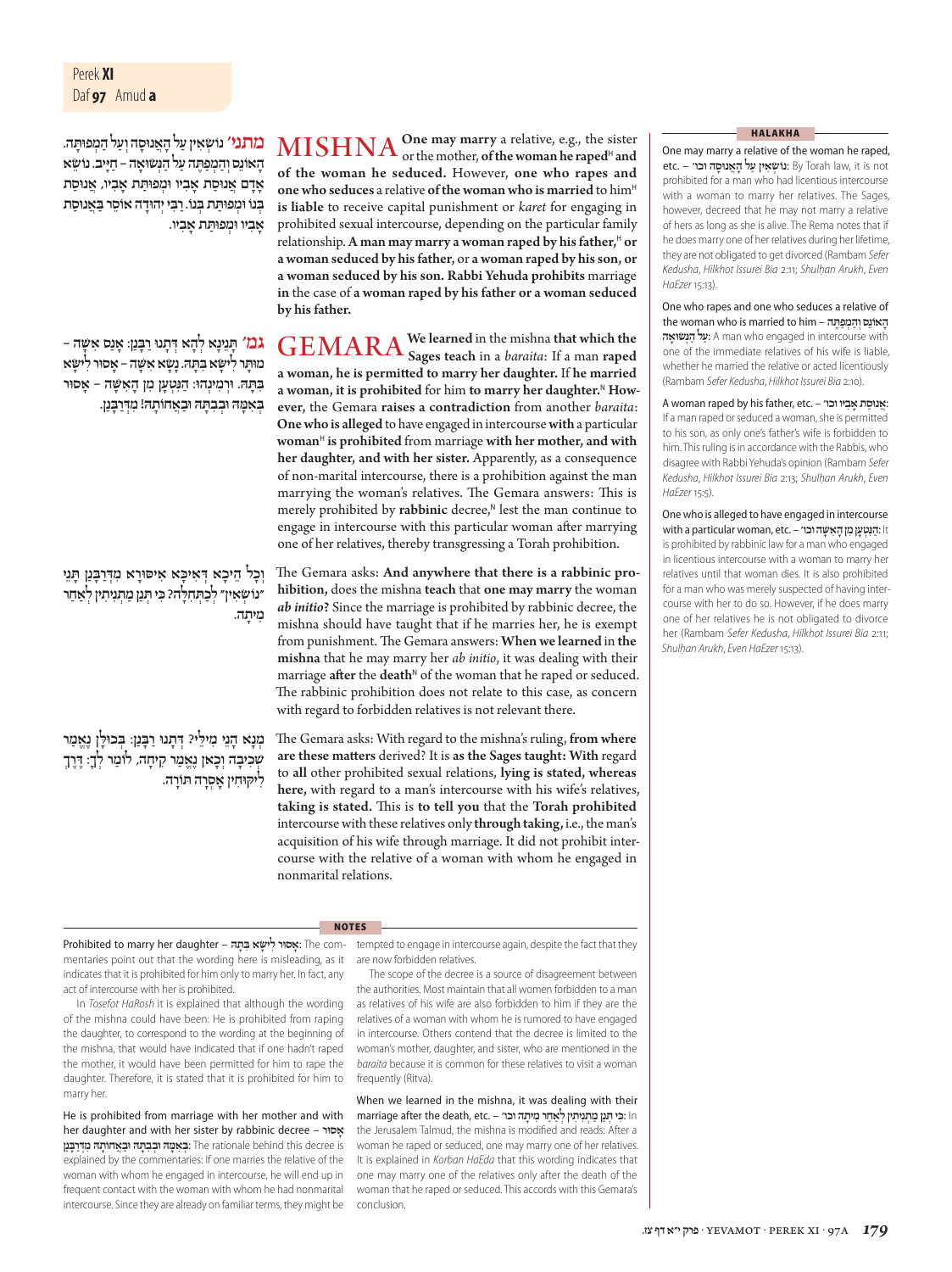**מתני׳** נוֹשְׂאִין עַל הָאֲנוּסָה וְעַל הַמְפוּתָּה. הָאוֹנֵס וְהַמְפַתֶּה עַל הַנְּשׂוּאָה – חַיָּיב. נוֹשֵׂא אָדָם אֲנוּסַת אָבִיו וּמְפוּתַּת אָבִיו, אֲנוּסַת בְּנוֹ וּמְפוּתַּת בְּנוֹ. רַבִּי יְהוּדָה אוֹסֵר בַּאֲנוּסַת אָבִיו וּמְפוּתַּת אָבִיו.

**MISHNA** One may marry a relative, e.g., the sister or the mother, **of the woman he raped**[H] **and of the woman he seduced.** However, **one who rapes and one who seduces** a relative **of the woman who is married** to him[H] **is liable** to receive capital punishment or *karet* for engaging in prohibited sexual intercourse, depending on the particular family relationship. **A man may marry a woman raped by his father,**[H] **or a woman seduced by his father,** or **a woman raped by his son, or a woman seduced by his son. Rabbi Yehuda prohibits** marriage **in** the case of **a woman raped by his father or a woman seduced by his father.**

**גמ׳** תָּנֵינָא לְהָא דְּתָנוּ רַבָּנַן: אָנַס אִשָּׁה – מוּתָּר לִישָּׂא בִּתָּהּ. נָשָׂא אִשָּׁה – אָסוּר לִישָּׂא בִּתָּהּ. וּרְמִינְהוּ: הַנִּטְעָן מִן הָאִשָּׁה – אָסוּר בְּאִמָּהּ וּבְבִתָּהּ וּבַאֲחוֹתָהּ! מִדְּרַבָּנַן.

**GEMARA** **We learned** in the mishna **that which the Sages teach** in a *baraita*: If a man **raped a woman, he is permitted to marry her daughter.** If **he married a woman, it is prohibited** for him **to marry her daughter.**[N] **However,** the Gemara **raises a contradiction** from another *baraita*: **One who is alleged** to have engaged in intercourse **with** a particular **woman**[H] **is prohibited** from marriage **with her mother, and with her daughter, and with her sister.** Apparently, as a consequence of non-marital intercourse, there is a prohibition against the man marrying the woman's relatives. The Gemara answers: This is merely prohibited by **rabbinic** decree,[N] lest the man continue to engage in intercourse with this particular woman after marrying one of her relatives, thereby transgressing a Torah prohibition.

וְכׇל הֵיכָא דְּאִיכָּא אִיסּוּרָא מִדְּרַבָּנַן תָּנֵי ״נוֹשְׂאִין״ לְכַתְּחִלָּה? כִּי תְּנַן מַתְנִיתִין לְאַחַר מִיתָה.

The Gemara asks: **And anywhere that there is a rabbinic prohibition,** does the mishna **teach** that **one may marry** the woman *ab initio***?** Since the marriage is prohibited by rabbinic decree, the mishna should have taught that if he marries her, he is exempt from punishment. The Gemara answers: **When we learned** in **the mishna** that he may marry her *ab initio*, it was dealing with their marriage **after** the **death**[N] of the woman that he raped or seduced. The rabbinic prohibition does not relate to this case, as concern with regard to forbidden relatives is not relevant there.

מְנָא הָנֵי מִילֵּי? דְּתָנוּ רַבָּנַן: בְּכוּלָּן נֶאֱמַר שְׁכִיבָה וְכָאן נֶאֱמַר קִיחָה, לוֹמַר לָךְ: דֶּרֶךְ לִיקּוּחִין אָסְרָה תּוֹרָה.

The Gemara asks: With regard to the mishna's ruling, **from where are these matters** derived? It is **as the Sages taught: With** regard to **all** other prohibited sexual relations, **lying is stated, whereas here,** with regard to a man's intercourse with his wife's relatives, **taking is stated.** This is **to tell you** that the **Torah prohibited** intercourse with these relatives only **through taking,** i.e., the man's acquisition of his wife through marriage. It did not prohibit intercourse with the relative of a woman with whom he engaged in nonmarital relations.

### HALAKHA

One may marry a relative of the woman he raped, etc. – **נוֹשְׂאִין עַל הָאֲנוּסָה וכו׳**: By Torah law, it is not prohibited for a man who had licentious intercourse with a woman to marry her relatives. The Sages, however, decreed that he may not marry a relative of hers as long as she is alive. The Rema notes that if he does marry one of her relatives during her lifetime, they are not obligated to get divorced (Rambam *Sefer Kedusha*, *Hilkhot Issurei Bia* 2:11; *Shulḥan Arukh*, *Even HaEzer* 15:13).

One who rapes and one who seduces a relative of the woman who is married to him – **הָאוֹנֵס וְהַמְפַתֶּה עַל הַנְּשׂוּאָה**: A man who engaged in intercourse with one of the immediate relatives of his wife is liable, whether he married the relative or acted licentiously (Rambam *Sefer Kedusha*, *Hilkhot Issurei Bia* 2:10).

A woman raped by his father, etc. – **אֲנוּסַת אָבִיו וכו׳**: If a man raped or seduced a woman, she is permitted to his son, as only one's father's wife is forbidden to him. This ruling is in accordance with the Rabbis, who disagree with Rabbi Yehuda's opinion (Rambam *Sefer Kedusha*, *Hilkhot Issurei Bia* 2:13; *Shulḥan Arukh*, *Even HaEzer* 15:5).

One who is alleged to have engaged in intercourse with a particular woman, etc. – **הַנִּטְעָן מִן הָאִשָּׁה וכו׳**: It is prohibited by rabbinic law for a man who engaged in licentious intercourse with a woman to marry her relatives until that woman dies. It is also prohibited for a man who was merely suspected of having intercourse with her to do so. However, if he does marry one of her relatives he is not obligated to divorce her (Rambam *Sefer Kedusha*, *Hilkhot Issurei Bia* 2:11; *Shulḥan Arukh*, *Even HaEzer* 15:13).

### NOTES

Prohibited to marry her daughter – **אָסוּר לִישָּׂא בִּתָּהּ**: The commentaries point out that the wording here is misleading, as it indicates that it is prohibited for him only to marry her. In fact, any act of intercourse with her is prohibited.

In *Tosefot HaRosh* it is explained that although the wording of the mishna could have been: He is prohibited from raping the daughter, to correspond to the wording at the beginning of the mishna, that would have indicated that if one hadn't raped the mother, it would have been permitted for him to rape the daughter. Therefore, it is stated that it is prohibited for him to marry her.

He is prohibited from marriage with her mother and with her daughter and with her sister by rabbinic decree – **אָסוּר בְּאִמָּהּ וּבְבִתָּהּ וּבַאֲחוֹתָהּ מִדְּרַבָּנַן**: The rationale behind this decree is explained by the commentaries: If one marries the relative of the woman with whom he engaged in intercourse, he will end up in frequent contact with the woman with whom he had nonmarital intercourse. Since they are already on familiar terms, they might be tempted to engage in intercourse again, despite the fact that they are now forbidden relatives.

The scope of the decree is a source of disagreement between the authorities. Most maintain that all women forbidden to a man as relatives of his wife are also forbidden to him if they are the relatives of a woman with whom he is rumored to have engaged in intercourse. Others contend that the decree is limited to the woman's mother, daughter, and sister, who are mentioned in the *baraita* because it is common for these relatives to visit a woman frequently (Ritva).

When we learned in the mishna, it was dealing with their marriage after the death, etc. – **כִּי תְּנַן מַתְנִיתִין לְאַחַר מִיתָה וכו׳**: In the Jerusalem Talmud, the mishna is modified and reads: After a woman he raped or seduced, one may marry one of her relatives. It is explained in *Korban HaEda* that this wording indicates that one may marry one of the relatives only after the death of the woman that he raped or seduced. This accords with this Gemara's conclusion.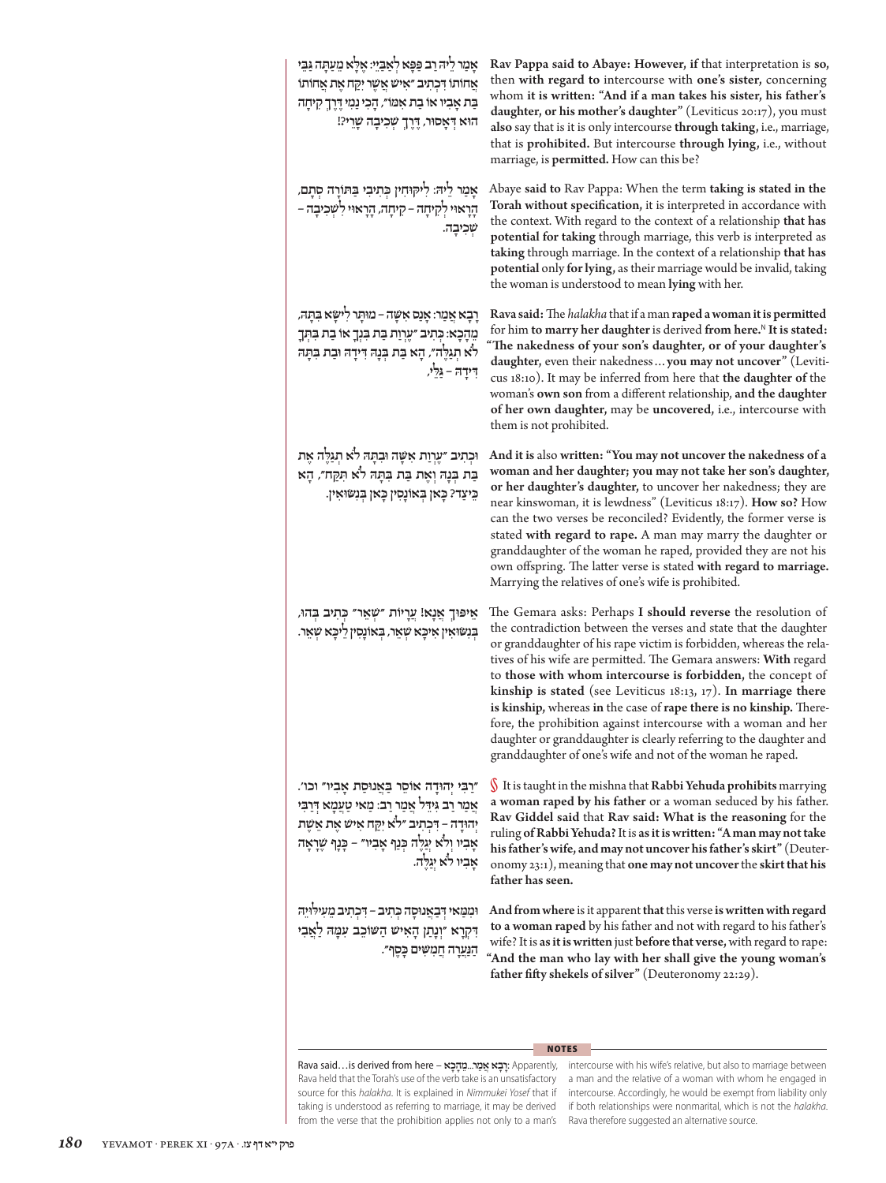אָמַר לֵיהּ רַב פָּפָּא לְאַבָּיֵי: אֶלָּא מֵעַתָּה גַּבֵּי אֲחוֹתוֹ דִּכְתִיב ״אִישׁ אֲשֶׁר יִקַּח אֶת אֲחוֹתוֹ בַּת אָבִיו אוֹ בַת אִמּוֹ״, הָכִי נַמֵי דְּדֶרֶךְ קִיחָה הוּא דְּאָסוּר, דֶּרֶךְ שְׁכִיבָה שָׁרֵי?!

**Rav Pappa said to Abaye: However, if** that interpretation is **so,** then **with regard to** intercourse with **one's sister,** concerning whom **it is written: "And if a man takes his sister, his father's daughter, or his mother's daughter"** (Leviticus 20:17), you must **also** say that is it is only intercourse **through taking,** i.e., marriage, that is **prohibited.** But intercourse **through lying,** i.e., without marriage, is **permitted.** How can this be?

אָמַר לֵיהּ: לִיקּוּחִין כְּתִיבִי בַּתּוֹרָה סְתָם, הָרָאוּי לְקִיחָה – קִיחָה, הָרָאוּי לִשְׁכִיבָה – שְׁכִיבָה.

Abaye **said to** Rav Pappa: When the term **taking is stated in the Torah without specification,** it is interpreted in accordance with the context. With regard to the context of a relationship **that has potential for taking** through marriage, this verb is interpreted as **taking** through marriage. In the context of a relationship **that has potential** only **for lying,** as their marriage would be invalid, taking the woman is understood to mean **lying** with her.

רָבָא אָמַר: אָנַס אִשָּׁה – מוּתָּר לִישָּׂא בִּתָּהּ, מֵהָכָא: כְּתִיב ״עֶרְוַת בַּת בִּנְךָ אוֹ בַת בִּתְּךָ לֹא תְגַלֶּה״, הָא בַּת בְּנָהּ דִּידָהּ וּבַת בִּתָּהּ דִּידָהּ – גַּלֵּי,

**Rava said:** The *halakha* that if a man **raped a woman it is permitted** for him **to marry her daughter** is derived **from here.**[N] **It is stated: "The nakedness of your son's daughter, or of your daughter's daughter,** even their nakedness…**you may not uncover"** (Leviticus 18:10). It may be inferred from here that **the daughter of** the woman's **own son** from a different relationship, **and the daughter of her own daughter,** may be **uncovered,** i.e., intercourse with them is not prohibited.

וּכְתִיב ״עֶרְוַת אִשָּׁה וּבִתָּהּ לֹא תְגַלֵּה אֶת בַּת בְּנָהּ וְאֶת בַּת בִּתָּהּ לֹא תִקַּח״, הָא כֵּיצַד? כָּאן בְּאוֹנָסִין כָּאן בְּנִשּׂוּאִין.

**And it is** also **written: "You may not uncover the nakedness of a woman and her daughter; you may not take her son's daughter, or her daughter's daughter,** to uncover her nakedness; they are near kinswoman, it is lewdness" (Leviticus 18:17). **How so?** How can the two verses be reconciled? Evidently, the former verse is stated **with regard to rape.** A man may marry the daughter or granddaughter of the woman he raped, provided they are not his own offspring. The latter verse is stated **with regard to marriage.** Marrying the relatives of one's wife is prohibited.

אֵיפוֹךְ אֲנָא! עֲרָיוֹת ״שְׁאֵר״ כְּתִיב בְּהוּ, בְּנִשּׂוּאִין אִיכָּא שְׁאֵר, בְּאוֹנָסִין לֵיכָּא שְׁאֵר.

The Gemara asks: Perhaps **I should reverse** the resolution of the contradiction between the verses and state that the daughter or granddaughter of his rape victim is forbidden, whereas the relatives of his wife are permitted. The Gemara answers: **With** regard to **those with whom intercourse is forbidden,** the concept of **kinship is stated** (see Leviticus 18:13, 17). **In marriage there is kinship,** whereas **in** the case of **rape there is no kinship.** Therefore, the prohibition against intercourse with a woman and her daughter or granddaughter is clearly referring to the daughter and granddaughter of one's wife and not of the woman he raped.

״רַבִּי יְהוּדָה אוֹסֵר בַּאֲנוּסַת אָבִיו״ וכו׳. אָמַר רַב גִּידֵּל אָמַר רַב: מַאי טַעְמָא דְּרַבִּי יְהוּדָה – דִּכְתִיב ״לֹא יִקַּח אִישׁ אֶת אֵשֶׁת אָבִיו וְלֹא יְגַלֶּה כְּנַף אָבִיו״ – כָּנָף שֶׁרָאָה אָבִיו לֹא יְגַלֶּה.

§ It is taught in the mishna that **Rabbi Yehuda prohibits** marrying **a woman raped by his father** or a woman seduced by his father. **Rav Giddel said** that **Rav said: What is the reasoning** for the ruling **of Rabbi Yehuda?** It is **as it is written: "A man may not take his father's wife, and may not uncover his father's skirt"** (Deuteronomy 23:1), meaning that **one may not uncover** the **skirt that his father has seen.**

וּמִמַּאי דְּבַאֲנוּסָה כְּתִיב – דִּכְתִיב מֵעִילָּוֵיהּ דִּקְרָא ״וְנָתַן הָאִישׁ הַשֹּׁכֵב עִמָּהּ לַאֲבִי הַנַּעֲרָה חֲמִשִּׁים כָּסֶף״.

**And from where** is it apparent **that** this verse **is written with regard to a woman raped** by his father and not with regard to his father's wife? It is **as it is written** just **before that verse,** with regard to rape: **"And the man who lay with her shall give the young woman's father fifty shekels of silver"** (Deuteronomy 22:29).

**NOTES**

**Rava said…is derived from here** – רָבָא אָמַר...מֵהָכָא: Apparently, Rava held that the Torah's use of the verb take is an unsatisfactory source for this *halakha*. It is explained in *Nimmukei Yosef* that if taking is understood as referring to marriage, it may be derived from the verse that the prohibition applies not only to a man's intercourse with his wife's relative, but also to marriage between a man and the relative of a woman with whom he engaged in intercourse. Accordingly, he would be exempt from liability only if both relationships were nonmarital, which is not the *halakha*. Rava therefore suggested an alternative source.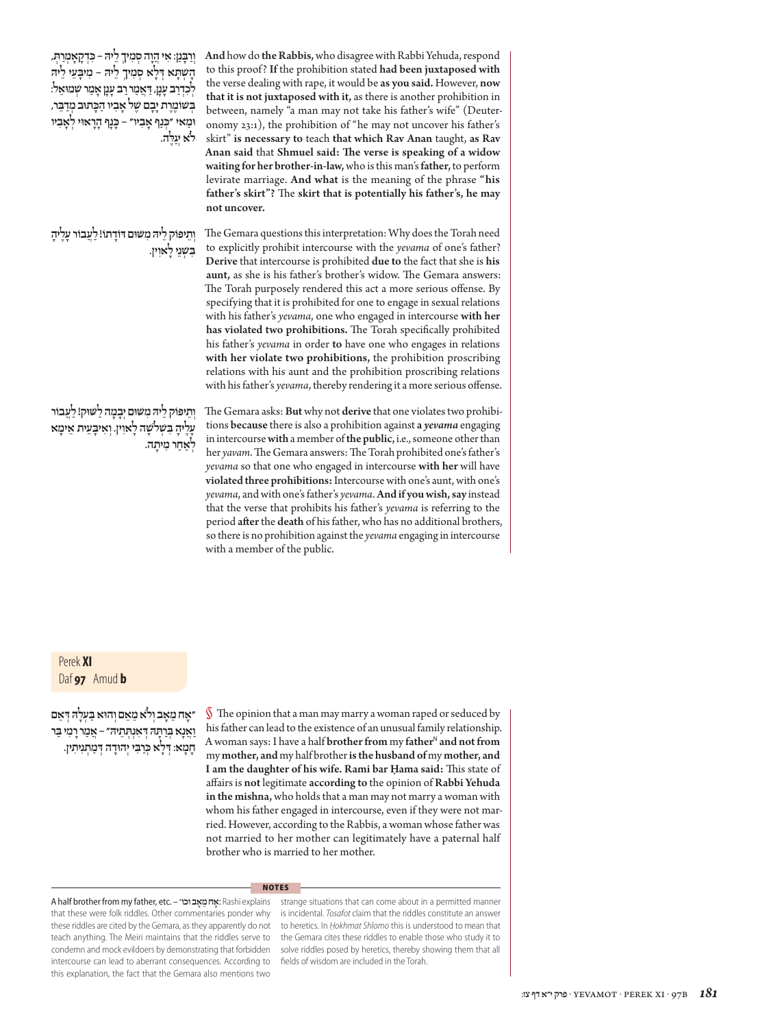וְרַבָּנַן: אִי הֲוָה סָמֵיךְ לֵיהּ – כִּדְקָאָמְרַתְּ, הָשְׁתָּא דְּלָא סָמֵיךְ לֵיהּ – מִיבְּעֵי לֵיהּ לְכִדְרַב עָנָן, דְּאָמַר רַב עָנָן אָמַר שְׁמוּאֵל: בְּשׁוֹמֶרֶת יָבָם שֶׁל אָבִיו הַכָּתוּב מְדַבֵּר, וּמַאי ״כְּנַף אָבִיו״ – כָּנָף הָרָאוּי לְאָבִיו לֹא יְגַלֶּה.

**And** how do **the Rabbis,** who disagree with Rabbi Yehuda, respond to this proof? **If** the prohibition stated **had been juxtaposed with** the verse dealing with rape, it would be **as you said.** However, **now that it is not juxtaposed with it,** as there is another prohibition in between, namely "a man may not take his father's wife" (Deuteronomy 23:1), the prohibition of "he may not uncover his father's skirt" **is necessary to** teach **that which Rav Anan** taught, **as Rav Anan said** that **Shmuel said: The verse is speaking of a widow waiting for her brother-in-law,** who is this man's **father,** to perform levirate marriage. **And what** is the meaning of the phrase **"his father's skirt"?** The **skirt that is potentially his father's, he may not uncover.**

וְתֵיפּוֹק לֵיהּ מִשּׁוּם דּוֹדָתוֹ! לַעֲבוֹר עָלֶיהָ בִּשְׁנֵי לָאוִין.

The Gemara questions this interpretation: Why does the Torah need to explicitly prohibit intercourse with the *yevama* of one's father? **Derive** that intercourse is prohibited **due to** the fact that she is **his aunt,** as she is his father's brother's widow. The Gemara answers: The Torah purposely rendered this act a more serious offense. By specifying that it is prohibited for one to engage in sexual relations with his father's *yevama*, one who engaged in intercourse **with her has violated two prohibitions.** The Torah specifically prohibited his father's *yevama* in order **to** have one who engages in relations **with her violate two prohibitions,** the prohibition proscribing relations with his aunt and the prohibition proscribing relations with his father's *yevama*, thereby rendering it a more serious offense.

וְתֵיפּוֹק לֵיהּ מִשּׁוּם יְבָמָה לַשּׁוּק! לַעֲבוֹר עָלֶיהָ בִּשְׁלֹשָׁה לָאוִין. וְאִיבָּעֵית אֵימָא לְאַחַר מִיתָה.

The Gemara asks: **But** why not **derive** that one violates two prohibitions **because** there is also a prohibition against **a** *yevama* engaging in intercourse **with** a member of **the public,** i.e., someone other than her *yavam*. The Gemara answers: The Torah prohibited one's father's *yevama* so that one who engaged in intercourse **with her** will have **violated three prohibitions:** Intercourse with one's aunt, with one's *yevama*, and with one's father's *yevama*. **And if you wish, say** instead that the verse that prohibits his father's *yevama* is referring to the period **after** the **death** of his father, who has no additional brothers, so there is no prohibition against the *yevama* engaging in intercourse with a member of the public.

Perek **XI**
Daf **97** Amud **b**

״אָח מֵאָב וְלֹא מֵאֵם וְהוּא בַּעֲלָהּ דְּאֵם וַאֲנָא בְּרַתָּהּ דְּאִנְתְּתֵיהּ״ – אָמַר רָמֵי בַּר חָמָא: דְּלָא כְּרַבִּי יְהוּדָה דְּמַתְנִיתִין.

§ The opinion that a man may marry a woman raped or seduced by his father can lead to the existence of an unusual family relationship. A woman says: I have a half **brother from** my **father**[N] **and not from** my **mother, and** my half brother **is the husband of** my **mother, and I am the daughter of his wife. Rami bar Ḥama said:** This state of affairs is **not** legitimate **according to** the opinion of **Rabbi Yehuda in the mishna,** who holds that a man may not marry a woman with whom his father engaged in intercourse, even if they were not married. However, according to the Rabbis, a woman whose father was not married to her mother can legitimately have a paternal half brother who is married to her mother.

**NOTES**

**A half brother from my father, etc.** – אָח מֵאָב וכו׳: Rashi explains that these were folk riddles. Other commentaries ponder why these riddles are cited by the Gemara, as they apparently do not teach anything. The Meiri maintains that the riddles serve to condemn and mock evildoers by demonstrating that forbidden intercourse can lead to aberrant consequences. According to this explanation, the fact that the Gemara also mentions two strange situations that can come about in a permitted manner is incidental. *Tosafot* claim that the riddles constitute an answer to heretics. In *Ḥokhmat Shlomo* this is understood to mean that the Gemara cites these riddles to enable those who study it to solve riddles posed by heretics, thereby showing them that all fields of wisdom are included in the Torah.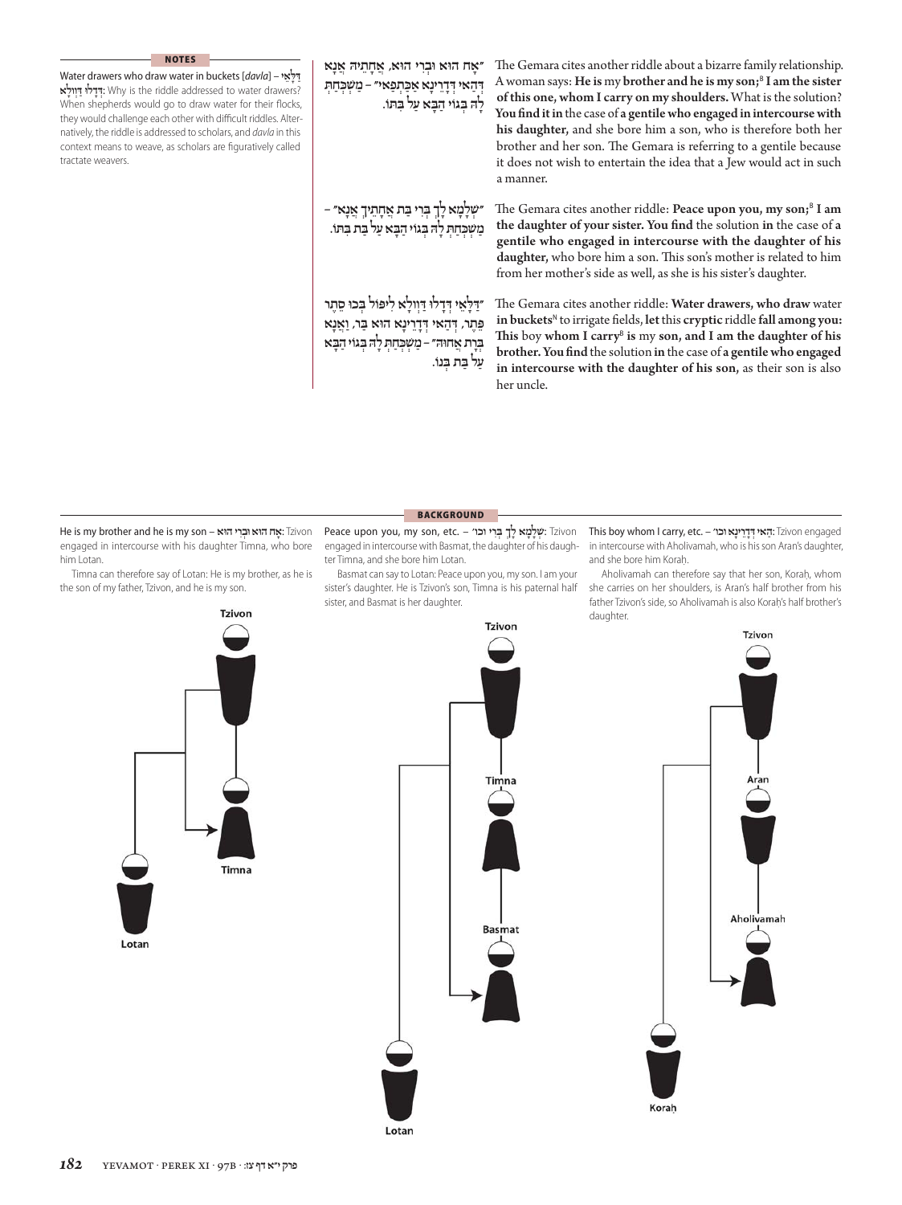## NOTES

**Water drawers who draw water in buckets** [*davla*] – **דַּלָּאֵי דְּדָלוּ דַּוְולָא**: Why is the riddle addressed to water drawers? When shepherds would go to draw water for their flocks, they would challenge each other with difficult riddles. Alternatively, the riddle is addressed to scholars, and *davla* in this context means to weave, as scholars are figuratively called tractate weavers.

"אָח הוּא וּבְרִי הוּא, אֲחָתֵיהּ אֲנָא דְּהַאי דְּדָרֵינָא אַכַּתְפַאי" – מַשְׁכַּחַתְּ לַהּ בְּגוֹי הַבָּא עַל בִּתּוֹ.

The Gemara cites another riddle about a bizarre family relationship. A woman says: **He is** my **brother and he is my son;**[B] **I am the sister of this one, whom I carry on my shoulders.** What is the solution? **You find it in** the case of **a gentile who engaged in intercourse with his daughter,** and she bore him a son, who is therefore both her brother and her son. The Gemara is referring to a gentile because it does not wish to entertain the idea that a Jew would act in such a manner.

"שְׁלָמָא לָךְ בְּרִי בַּת אֲחָתֵיךְ אֲנָא" – מַשְׁכַּחַתְּ לַהּ בְּגוֹי הַבָּא עַל בַּת בִּתּוֹ.

The Gemara cites another riddle: **Peace upon you, my son;**[B] **I am the daughter of your sister. You find** the solution **in** the case of **a gentile who engaged in intercourse with the daughter of his daughter,** who bore him a son. This son's mother is related to him from her mother's side as well, as she is his sister's daughter.

"דַּלָּאֵי דְּדָלוּ דַּוְולָא לִיפּוֹל בְּכוּ סֵתֶר פֵּתֶר, דְּהַאי דְּדָרֵינָא הוּא בַּר, וַאֲנָא בְּרַת אֲחוּהּ" – מַשְׁכַּחַתְּ לַהּ בְּגוֹי הַבָּא עַל בַּת בְּנוֹ.

The Gemara cites another riddle: **Water drawers, who draw** water **in buckets**[N] to irrigate fields, **let** this **cryptic** riddle **fall among you: This** boy **whom I carry**[B] **is** my **son, and I am the daughter of his brother. You find** the solution **in** the case of **a gentile who engaged in intercourse with the daughter of his son,** as their son is also her uncle.

## BACKGROUND

**He is my brother and he is my son** – **אָח הוּא וּבְרִי הוּא**: Tzivon engaged in intercourse with his daughter Timna, who bore him Lotan.

Timna can therefore say of Lotan: He is my brother, as he is the son of my father, Tzivon, and he is my son.

**Peace upon you, my son, etc.** – **שְׁלָמָא לָךְ בְּרִי וכו׳**: Tzivon engaged in intercourse with Basmat, the daughter of his daughter Timna, and she bore him Lotan.

Basmat can say to Lotan: Peace upon you, my son. I am your sister's daughter. He is Tzivon's son, Timna is his paternal half sister, and Basmat is her daughter.

**This boy whom I carry, etc.** – **הַאי דְּדָרֵינָא וכו׳**: Tzivon engaged in intercourse with Aholivamah, who is his son Aran's daughter, and she bore him Koraḥ.

Aholivamah can therefore say that her son, Koraḥ, whom she carries on her shoulders, is Aran's half brother from his father Tzivon's side, so Aholivamah is also Koraḥ's half brother's daughter.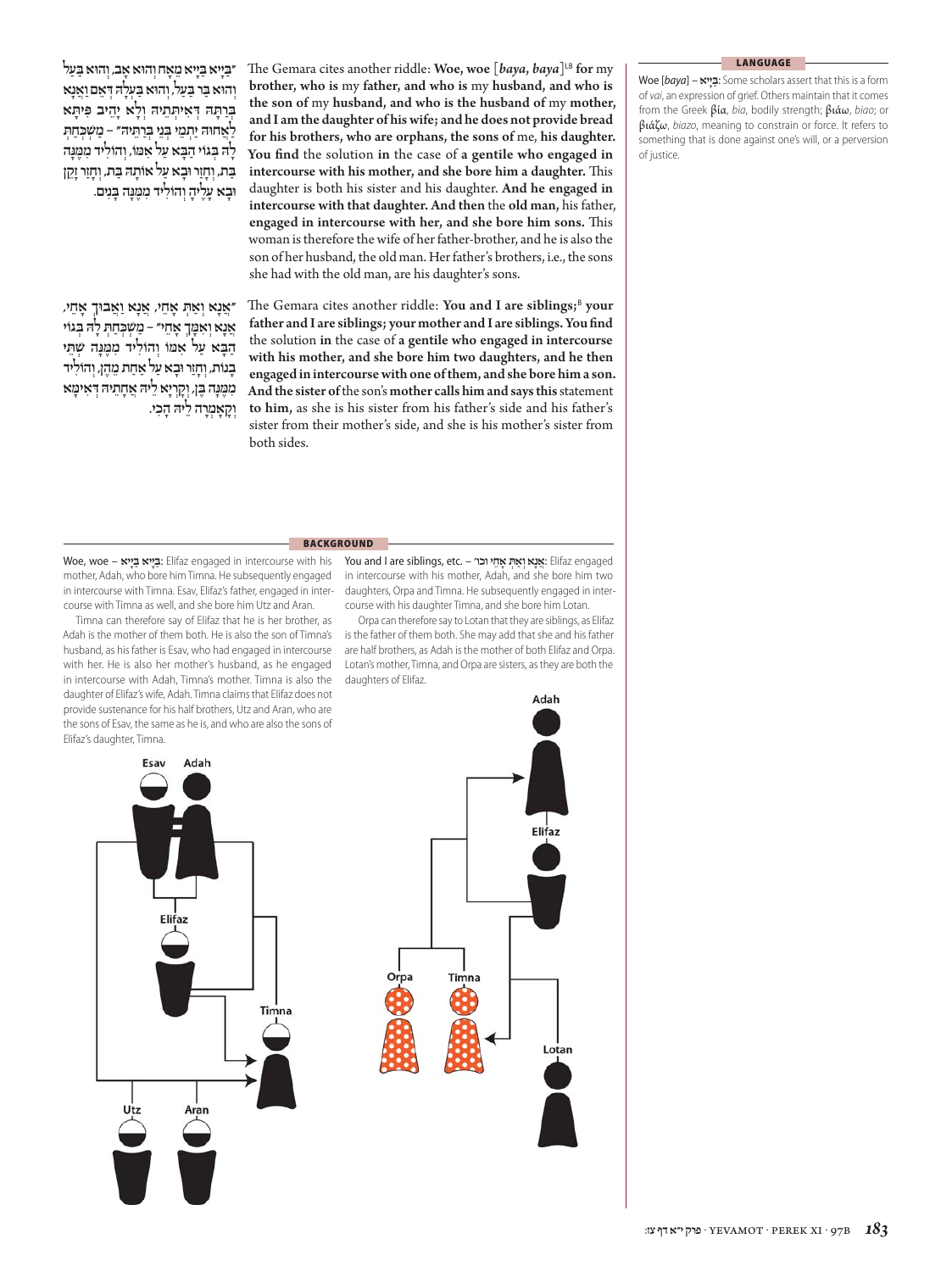״בָּיָיא בָּיָיא מֵאָח וְהוּא אָב, וְהוּא בַּעַל וְהוּא בַּר בַּעַל, וְהוּא בַּעְלָהּ דְּאֵם וַאֲנָא בְּרַתֵּהּ דְּאִיתְּתֵיהּ וְלָא יָהֵיב פִּיתָא לַאֲחוּהּ יַתְמֵי בְּנֵי בְרַתֵּיהּ״ – מַשְׁכַּחַתְּ לַהּ בְּגוֹי הַבָּא עַל אִמּוֹ, וְהוֹלִיד מִמֶּנָּה בַּת, וְחָזַר וּבָא עַל אוֹתָהּ בַּת, וְחָזַר זָקֵן וּבָא עָלֶיהָ וְהוֹלִיד מִמֶּנָּה בָּנִים.

The Gemara cites another riddle: **Woe, woe** [***baya, baya***][LB] **for** my **brother, who is** my **father, and who is** my **husband, and who is the son of** my **husband, and who is the husband of** my **mother, and I am the daughter of his wife; and he does not provide bread for his brothers, who are orphans, the sons of** me, **his daughter. You find** the solution **in** the case of **a gentile who engaged in intercourse with his mother, and she bore him a daughter.** This daughter is both his sister and his daughter. **And he engaged in intercourse with that daughter. And then** the **old man,** his father, **engaged in intercourse with her, and she bore him sons.** This woman is therefore the wife of her father-brother, and he is also the son of her husband, the old man. Her father's brothers, i.e., the sons she had with the old man, are his daughter's sons.

״אֲנָא וְאַתְּ אָחֵי, אֲנָא וַאֲבוּךְ אָחֵי, אֲנָא וְאִמָּךְ אָחֵי״ – מַשְׁכַּחַתְּ לַהּ בְּגוֹי הַבָּא עַל אִמּוֹ וְהוֹלִיד מִמֶּנָּה שְׁתֵּי בָנוֹת, וְחָזַר וּבָא עַל אַחַת מֵהֶן, וְהוֹלִיד מִמֶּנָּה בֵּן, וְקָרְיָא לֵיהּ אַחְתֵיהּ דְּאִימָּא וְקָאָמְרָה לֵיהּ הָכִי.

The Gemara cites another riddle: **You and I are siblings;**[B] **your father and I are siblings; your mother and I are siblings. You find** the solution **in** the case of **a gentile who engaged in intercourse with his mother, and she bore him two daughters, and he then engaged in intercourse with one of them, and she bore him a son. And the sister of** the son's **mother calls him and says this** statement **to him,** as she is his sister from his father's side and his father's sister from their mother's side, and she is his mother's sister from both sides.

## LANGUAGE

Woe [*baya*] – בָּיָיא: Some scholars assert that this is a form of *vai*, an expression of grief. Others maintain that it comes from the Greek βία, *bia*, bodily strength; βιάω, *biao*; or βιάζω, *biazo*, meaning to constrain or force. It refers to something that is done against one's will, or a perversion of justice.

## BACKGROUND

Woe, woe – בָּיָיא בָּיָיא: Elifaz engaged in intercourse with his mother, Adah, who bore him Timna. He subsequently engaged in intercourse with Timna. Esav, Elifaz's father, engaged in intercourse with Timna as well, and she bore him Utz and Aran.

Timna can therefore say of Elifaz that he is her brother, as Adah is the mother of them both. He is also the son of Timna's husband, as his father is Esav, who had engaged in intercourse with her. He is also her mother's husband, as he engaged in intercourse with Adah, Timna's mother. Timna is also the daughter of Elifaz's wife, Adah. Timna claims that Elifaz does not provide sustenance for his half brothers, Utz and Aran, who are the sons of Esav, the same as he is, and who are also the sons of Elifaz's daughter, Timna.

Esav
Adah
Elifaz
Timna
Utz
Aran

You and I are siblings, etc. – אֲנָא וְאַתְּ אָחֵי וכו׳: Elifaz engaged in intercourse with his mother, Adah, and she bore him two daughters, Orpa and Timna. He subsequently engaged in intercourse with his daughter Timna, and she bore him Lotan.

Orpa can therefore say to Lotan that they are siblings, as Elifaz is the father of them both. She may add that she and his father are half brothers, as Adah is the mother of both Elifaz and Orpa. Lotan's mother, Timna, and Orpa are sisters, as they are both the daughters of Elifaz.

Adah
Elifaz
Orpa
Timna
Lotan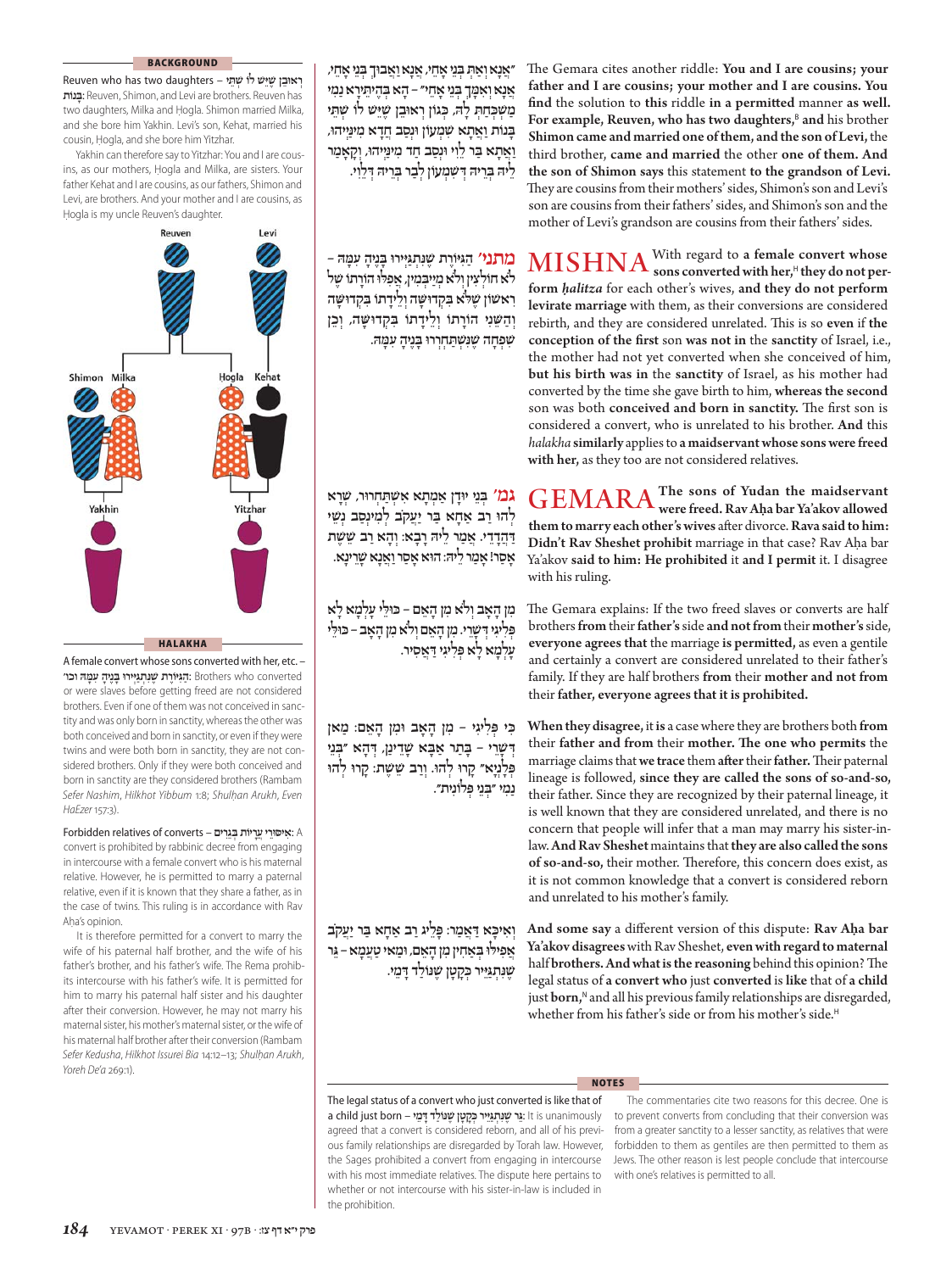## BACKGROUND

**Reuven who has two daughters – רְאוּבֵן שֶׁיֵּשׁ לוֹ שְׁתֵּי בָּנוֹת:** Reuven, Shimon, and Levi are brothers. Reuven has two daughters, Milka and Ḥogla. Shimon married Milka, and she bore him Yakhin. Levi's son, Kehat, married his cousin, Ḥogla, and she bore him Yitzhar.

Yakhin can therefore say to Yitzhar: You and I are cousins, as our mothers, Ḥogla and Milka, are sisters. Your father Kehat and I are cousins, as our fathers, Shimon and Levi, are brothers. And your mother and I are cousins, as Ḥogla is my uncle Reuven's daughter.

Reuven
Levi
Shimon
Milka
Ḥogla
Kehat
Yakhin
Yitzhar

"אַנָא וְאַתְּ בְּנֵי אָחֵי, אֲנָא וַאֲבוּךְ בְּנֵי אָחֵי, אֲנָא וְאִמָּךְ בְּנֵי אָחֵי" – הָא בְּהֶיתֵּירָא נָמֵי מַשְׁכַּחַתְּ לַהּ, כְּגוֹן רְאוּבֵן שֶׁיֵּשׁ לוֹ שְׁתֵּי בָּנוֹת, וַאֲתָא שִׁמְעוֹן וּנְסַב חֲדָא מִינַּיְיהוּ, וַאֲתָא בַּר לֵוִי וּנְסַב חַד מִינַּיְיהוּ, וְקָאָמַר לֵיהּ בְּרֵיהּ דְּשִׁמְעוֹן לְבַר בְּרֵיהּ דְּלֵוִי.

The Gemara cites another riddle: **You and I are cousins; your father and I are cousins; your mother and I are cousins. You find** the solution to **this** riddle **in a permitted** manner **as well. For example, Reuven, who has two daughters,**[B] **and** his brother **Shimon came and married one of them, and the son of Levi,** the third brother, **came and married** the other **one of them. And the son of Shimon says** this statement **to the grandson of Levi.** They are cousins from their mothers' sides, Shimon's son and Levi's son are cousins from their fathers' sides, and Shimon's son and the mother of Levi's grandson are cousins from their fathers' sides.

מתני׳ הַגִּיּוֹרֶת שֶׁנִּתְגַּיְּירוּ בָּנֶיהָ עִמָּהּ – לֹא חוֹלְצִין וְלֹא מְיַיבְּמִין, אֲפִילּוּ הוֹרָתוֹ שֶׁל רִאשׁוֹן שֶׁלֹּא בִּקְדוּשָּׁה וְלֵידָתוֹ בִּקְדוּשָּׁה וְהַשֵּׁנִי הוֹרָתוֹ וְלֵידָתוֹ בִּקְדוּשָּׁה, וְכֵן שִׁפְחָה שֶׁנִּשְׁתַּחְרְרוּ בָּנֶיהָ עִמָּהּ.

**MISHNA** With regard to **a female convert whose sons converted with her,**[H] **they do not perform *ḥalitza*** for each other's wives, **and they do not perform levirate marriage** with them, as their conversions are considered rebirth, and they are considered unrelated. This is so **even** if **the conception of the first** son **was not in** the **sanctity** of Israel, i.e., the mother had not yet converted when she conceived of him, **but his birth was in** the **sanctity** of Israel, as his mother had converted by the time she gave birth to him, **whereas the second** son was both **conceived and born in sanctity.** The first son is considered a convert, who is unrelated to his brother. **And** this *halakha* **similarly** applies to **a maidservant whose sons were freed with her,** as they too are not considered relatives.

גמ׳ בְּנֵי יוּדָן אַמְתָא אִשְׁתַּחְרוּר, שְׁרָא לְהוּ רַב אַחָא בַּר יַעֲקֹב לְמִינְסַב נְשֵׁי דַּהֲדָדֵי. אֲמַר לֵיהּ רָבָא: וְהָא רַב שֵׁשֶׁת אָסַר! אֲמַר לֵיהּ: הוּא אָסַר וַאֲנָא שָׁרֵינָא.

**GEMARA The sons of Yudan the maidservant were freed. Rav Aḥa bar Ya'akov allowed them to marry each other's wives** after divorce. **Rava said to him: Didn't Rav Sheshet prohibit** marriage in that case? Rav Aḥa bar Ya'akov **said to him: He prohibited** it **and I permit** it. I disagree with his ruling.

מִן הָאָב וְלֹא מִן הָאֵם – כּוּלֵּי עָלְמָא לָא פְּלִיגִי דְּשָׁרֵי. מִן הָאֵם וְלֹא מִן הָאָב – כּוּלֵּי עָלְמָא לָא פְּלִיגִי דַּאֲסִיר.

The Gemara explains: If the two freed slaves or converts are half brothers **from** their **father's** side **and not from** their **mother's** side, **everyone agrees that** the marriage **is permitted,** as even a gentile and certainly a convert are considered unrelated to their father's family. If they are half brothers **from** their **mother and not from** their **father, everyone agrees that it is prohibited.**

כִּי פְּלִיגִי – מִן הָאָב וּמִן הָאֵם: מַאן דְּשָׁרֵי – בָּתַר אַבָּא שָׁדֵינַן, דְּהָא "בְּנֵי פְּלָנְיָא" קָרוּ לְהוּ. וְרַב שֵׁשֶׁת: קָרוּ לְהוּ נָמֵי "בְּנֵי פְּלוֹנִית".

**When they disagree,** it **is** a case where they are brothers both **from** their **father and from** their **mother. The one who permits** the marriage claims that **we trace** them **after** their **father.** Their paternal lineage is followed, **since they are called the sons of so-and-so,** their father. Since they are recognized by their paternal lineage, it is well known that they are considered unrelated, and there is no concern that people will infer that a man may marry his sister-in-law. **And Rav Sheshet** maintains that **they are also called the sons of so-and-so,** their mother. Therefore, this concern does exist, as it is not common knowledge that a convert is considered reborn and unrelated to his mother's family.

וְאִיכָּא דְּאָמַר: פְּלִיג רַב אַחָא בַּר יַעֲקֹב אֲפִילּוּ בְּאַחִין מִן הָאֵם, וּמַאי טַעְמָא – גֵּר שֶׁנִּתְגַּיֵּיר כְּקָטָן שֶׁנּוֹלַד דָּמֵי.

**And some say** a different version of this dispute: **Rav Aḥa bar Ya'akov disagrees** with Rav Sheshet, **even with regard to maternal** half **brothers. And what is the reasoning** behind this opinion? The legal status of **a convert who** just **converted** is **like** that of **a child** just **born,**[N] and all his previous family relationships are disregarded, whether from his father's side or from his mother's side.[H]

## HALAKHA

**A female convert whose sons converted with her, etc. – הַגִּיּוֹרֶת שֶׁנִּתְגַּיְּירוּ בָּנֶיהָ עִמָּהּ וכו׳:** Brothers who converted or were slaves before getting freed are not considered brothers. Even if one of them was not conceived in sanctity and was only born in sanctity, whereas the other was both conceived and born in sanctity, or even if they were twins and were both born in sanctity, they are not considered brothers. Only if they were both conceived and born in sanctity are they considered brothers (Rambam *Sefer Nashim*, *Hilkhot Yibbum* 1:8; *Shulḥan Arukh*, *Even HaEzer* 157:3).

**Forbidden relatives of converts – אִיסּוּרֵי עֲרָיוֹת בְּגֵרִים:** A convert is prohibited by rabbinic decree from engaging in intercourse with a female convert who is his maternal relative. However, he is permitted to marry a paternal relative, even if it is known that they share a father, as in the case of twins. This ruling is in accordance with Rav Aḥa's opinion.

It is therefore permitted for a convert to marry the wife of his paternal half brother, and the wife of his father's brother, and his father's wife. The Rema prohibits intercourse with his father's wife. It is permitted for him to marry his paternal half sister and his daughter after their conversion. However, he may not marry his maternal sister, his mother's maternal sister, or the wife of his maternal half brother after their conversion (Rambam *Sefer Kedusha*, *Hilkhot Issurei Bia* 14:12–13; *Shulḥan Arukh*, *Yoreh De'a* 269:1).

## NOTES

**The legal status of a convert who just converted is like that of a child just born – גֵּר שֶׁנִּתְגַּיֵּיר כְּקָטָן שֶׁנּוֹלַד דָּמֵי:** It is unanimously agreed that a convert is considered reborn, and all of his previous family relationships are disregarded by Torah law. However, the Sages prohibited a convert from engaging in intercourse with his most immediate relatives. The dispute here pertains to whether or not intercourse with his sister-in-law is included in the prohibition.

The commentaries cite two reasons for this decree. One is to prevent converts from concluding that their conversion was from a greater sanctity to a lesser sanctity, as relatives that were forbidden to them as gentiles are then permitted to them as Jews. The other reason is lest people conclude that intercourse with one's relatives is permitted to all.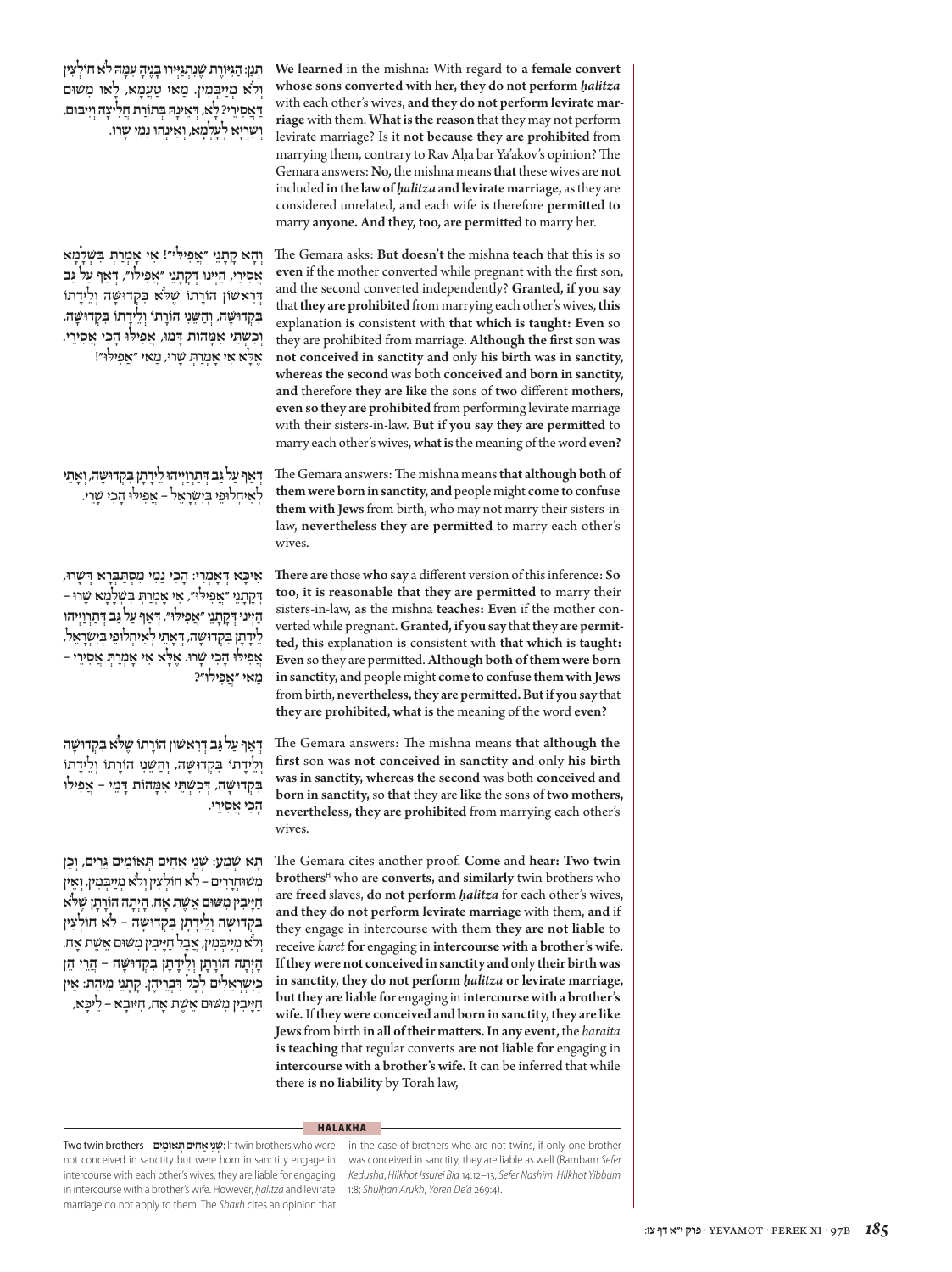תְּנַן: הַגִּיּוֹרֶת שֶׁנִּתְגַּיְּירוּ בָּנֶיהָ עִמָּהּ לֹא חוֹלְצִין וְלֹא מְיַיבְּמִין. מַאי טַעְמָא, לָאו מִשּׁוּם דַּאֲסִירֵי? לָא, דְּאֵינָהּ בְּתוֹרַת חֲלִיצָה וְיִיבּוּם, וְשַׁרְיָא לְעָלְמָא, וְאִינְהוּ נַמִי שָׁרוּ.

**We learned** in the mishna: With regard to **a female convert whose sons converted with her, they do not perform *ḥalitza*** with each other's wives, **and they do not perform levirate marriage** with them. **What is the reason** that they may not perform levirate marriage? Is it **not because they are prohibited** from marrying them, contrary to Rav Aḥa bar Ya'akov's opinion? The Gemara answers: **No,** the mishna means **that** these wives are **not** included **in the law of *ḥalitza* and levirate marriage,** as they are considered unrelated, **and** each wife **is** therefore **permitted to** marry **anyone. And they, too, are permitted** to marry her.

וְהָא קָתָנֵי ״אֲפִילּוּ״! אִי אָמְרַתְּ בִּשְׁלָמָא אֲסִירֵי, הַיְינוּ דְּקָתָנֵי ״אֲפִילּוּ״, דְּאַף עַל גַּב דְּרִאשׁוֹן הוֹרָתוֹ שֶׁלֹּא בִּקְדוּשָּׁה וְלֵידָתוֹ בִּקְדוּשָּׁה, וְהַשֵּׁנִי הוֹרָתוֹ וְלֵידָתוֹ בִּקְדוּשָּׁה, וְכִשְׁתֵּי אִמָּהוֹת דָּמוּ, אֲפִילּוּ הָכִי אֲסִירֵי. אֶלָּא אִי אָמְרַתְּ שָׁרוּ, מַאי ״אֲפִילּוּ״!

The Gemara asks: **But doesn't** the mishna **teach** that this is so **even** if the mother converted while pregnant with the first son, and the second converted independently? **Granted, if you say** that **they are prohibited** from marrying each other's wives, **this** explanation **is** consistent with **that which is taught: Even** so they are prohibited from marriage. **Although the first** son **was not conceived in sanctity and** only **his birth was in sanctity, whereas the second** was both **conceived and born in sanctity, and** therefore **they are like** the sons of **two** different **mothers, even so they are prohibited** from performing levirate marriage with their sisters-in-law. **But if you say they are permitted** to marry each other's wives, **what is** the meaning of the word **even?**

דְּאַף עַל גַּב דִּתְרַוְויְיהוּ לֵידָתָן בִּקְדוּשָּׁה, וְאָתֵי לְאִיחַלּוּפֵי בְּיִשְׂרָאֵל – אֲפִילּוּ הָכִי שָׁרֵי.

The Gemara answers: The mishna means **that although both of them were born in sanctity, and** people might **come to confuse them with Jews** from birth, who may not marry their sisters-in-law, **nevertheless they are permitted** to marry each other's wives.

אִיכָּא דְּאָמְרִי: הָכִי נַמִי מִסְתַּבְּרָא דְּשָׁרוּ, דְּקָתָנֵי ״אֲפִילּוּ״, אִי אָמְרַתְּ בִּשְׁלָמָא שָׁרוּ – הַיְינוּ דְּקָתָנֵי ״אֲפִילּוּ״, דְּאַף עַל גַּב דִּתְרַוְויְיהוּ לֵידָתָן בִּקְדוּשָּׁה, דְּאָתֵי לְאִיחַלּוּפֵי בְּיִשְׂרָאֵל, אֲפִילּוּ הָכִי שָׁרוּ. אֶלָּא אִי אָמְרַתְּ אֲסִירֵי – מַאי ״אֲפִילּוּ״?

**There are** those **who say** a different version of this inference: **So too, it is reasonable that they are permitted** to marry their sisters-in-law, **as** the mishna **teaches: Even** if the mother converted while pregnant. **Granted, if you say** that **they are permitted, this** explanation **is** consistent with **that which is taught: Even** so they are permitted. **Although both of them were born in sanctity, and** people might **come to confuse them with Jews** from birth, **nevertheless, they are permitted. But if you say** that **they are prohibited, what is** the meaning of the word **even?**

דְּאַף עַל גַּב דְּרִאשׁוֹן הוֹרָתוֹ שֶׁלֹּא בִּקְדוּשָּׁה וְלֵידָתוֹ בִּקְדוּשָּׁה, וְהַשֵּׁנִי הוֹרָתוֹ וְלֵידָתוֹ בִּקְדוּשָּׁה, דְּכִשְׁתֵּי אִמָּהוֹת דָּמֵי – אֲפִילּוּ הָכִי אֲסִירֵי.

The Gemara answers: The mishna means **that although the first** son **was not conceived in sanctity and** only **his birth was in sanctity, whereas the second** was both **conceived and born in sanctity,** so **that** they are **like** the sons of **two mothers, nevertheless, they are prohibited** from marrying each other's wives.

תָּא שְׁמַע: שְׁנֵי אַחִים תְּאוֹמִים גֵּרִים, וְכֵן מְשׁוּחְרָרִים – לֹא חוֹלְצִין וְלֹא מְיַיבְּמִין, וְאֵין חַיָּיבִין מִשּׁוּם אֵשֶׁת אָח. הָיְתָה הוֹרָתָן שֶׁלֹּא בִּקְדוּשָּׁה וְלֵידָתָן בִּקְדוּשָּׁה – לֹא חוֹלְצִין וְלֹא מְיַיבְּמִין, אֲבָל חַיָּיבִין מִשּׁוּם אֵשֶׁת אָח. הָיְתָה הוֹרָתָן וְלֵידָתָן בִּקְדוּשָּׁה – הֲרֵי הֵן כְּיִשְׂרְאֵלִים לְכׇל דִּבְרֵיהֶן. קָתָנֵי מִיהַת: אֵין חַיָּיבִין מִשּׁוּם אֵשֶׁת אָח, חִיּוּבָא – לֵיכָּא,

The Gemara cites another proof. **Come** and **hear: Two twin brothers**[H] who are **converts, and similarly** twin brothers who are **freed** slaves, **do not perform *ḥalitza*** for each other's wives, **and they do not perform levirate marriage** with them, **and** if they engage in intercourse with them **they are not liable** to receive *karet* **for** engaging in **intercourse with a brother's wife.** If **they were not conceived in sanctity and** only **their birth was in sanctity, they do not perform *ḥalitza* or levirate marriage, but they are liable for** engaging in **intercourse with a brother's wife.** If **they were conceived and born in sanctity, they are like Jews** from birth **in all of their matters. In any event,** the *baraita* **is teaching** that regular converts **are not liable for** engaging in **intercourse with a brother's wife.** It can be inferred that while there **is no liability** by Torah law,

## HALAKHA

**Two twin brothers** – **שְׁנֵי אַחִים תְּאוֹמִים**: If twin brothers who were not conceived in sanctity but were born in sanctity engage in intercourse with each other's wives, they are liable for engaging in intercourse with a brother's wife. *Ḥalitza* and levirate marriage do not apply to them. The *Shakh* cites an opinion that in the case of brothers who are not twins, if only one brother was conceived in sanctity, they are liable as well (Rambam *Sefer Kedusha*, *Hilkhot Issurei Bia* 14:12–13, *Sefer Nashim*, *Hilkhot Yibbum* 1:8; *Shulḥan Arukh*, *Yoreh De'a* 269:4).